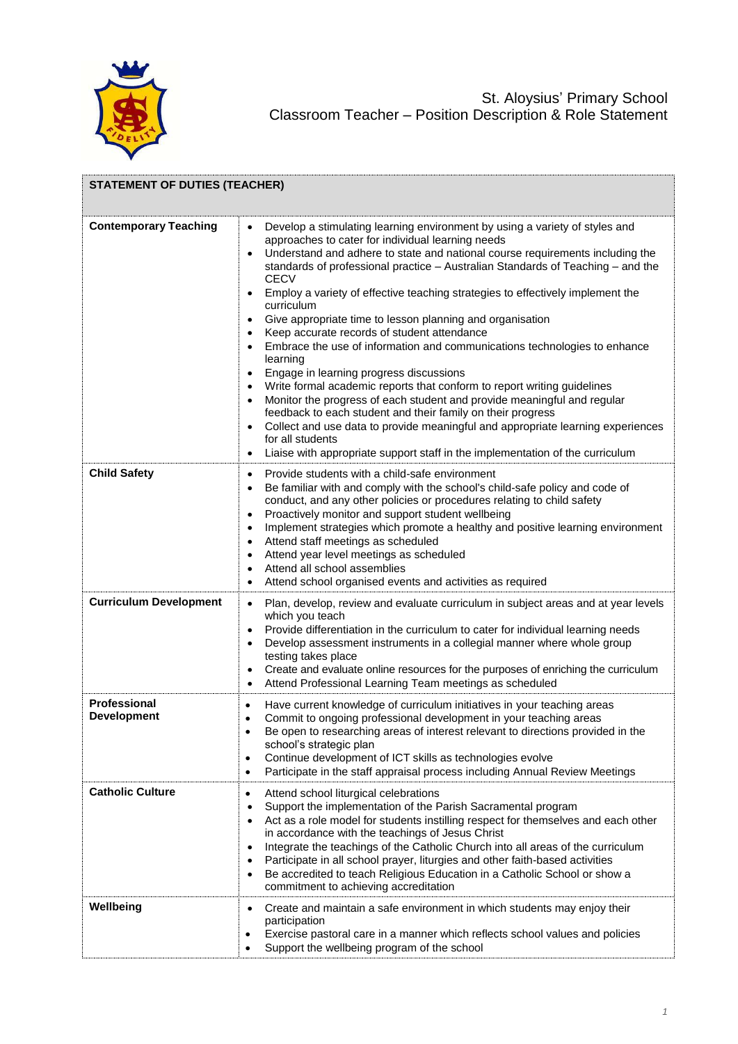# St. Aloysius' Primary School
## Classroom Teacher – Position Description & Role Statement

| STATEMENT OF DUTIES (TEACHER) | |
|---|---|
| **Contemporary Teaching** | • Develop a stimulating learning environment by using a variety of styles and approaches to cater for individual learning needs<br>• Understand and adhere to state and national course requirements including the standards of professional practice – Australian Standards of Teaching – and the CECV<br>• Employ a variety of effective teaching strategies to effectively implement the curriculum<br>• Give appropriate time to lesson planning and organisation<br>• Keep accurate records of student attendance<br>• Embrace the use of information and communications technologies to enhance learning<br>• Engage in learning progress discussions<br>• Write formal academic reports that conform to report writing guidelines<br>• Monitor the progress of each student and provide meaningful and regular feedback to each student and their family on their progress<br>• Collect and use data to provide meaningful and appropriate learning experiences for all students<br>• Liaise with appropriate support staff in the implementation of the curriculum |
| **Child Safety** | • Provide students with a child-safe environment<br>• Be familiar with and comply with the school's child-safe policy and code of conduct, and any other policies or procedures relating to child safety<br>• Proactively monitor and support student wellbeing<br>• Implement strategies which promote a healthy and positive learning environment<br>• Attend staff meetings as scheduled<br>• Attend year level meetings as scheduled<br>• Attend all school assemblies<br>• Attend school organised events and activities as required |
| **Curriculum Development** | • Plan, develop, review and evaluate curriculum in subject areas and at year levels which you teach<br>• Provide differentiation in the curriculum to cater for individual learning needs<br>• Develop assessment instruments in a collegial manner where whole group testing takes place<br>• Create and evaluate online resources for the purposes of enriching the curriculum<br>• Attend Professional Learning Team meetings as scheduled |
| **Professional Development** | • Have current knowledge of curriculum initiatives in your teaching areas<br>• Commit to ongoing professional development in your teaching areas<br>• Be open to researching areas of interest relevant to directions provided in the school's strategic plan<br>• Continue development of ICT skills as technologies evolve<br>• Participate in the staff appraisal process including Annual Review Meetings |
| **Catholic Culture** | • Attend school liturgical celebrations<br>• Support the implementation of the Parish Sacramental program<br>• Act as a role model for students instilling respect for themselves and each other in accordance with the teachings of Jesus Christ<br>• Integrate the teachings of the Catholic Church into all areas of the curriculum<br>• Participate in all school prayer, liturgies and other faith-based activities<br>• Be accredited to teach Religious Education in a Catholic School or show a commitment to achieving accreditation |
| **Wellbeing** | • Create and maintain a safe environment in which students may enjoy their participation<br>• Exercise pastoral care in a manner which reflects school values and policies<br>• Support the wellbeing program of the school |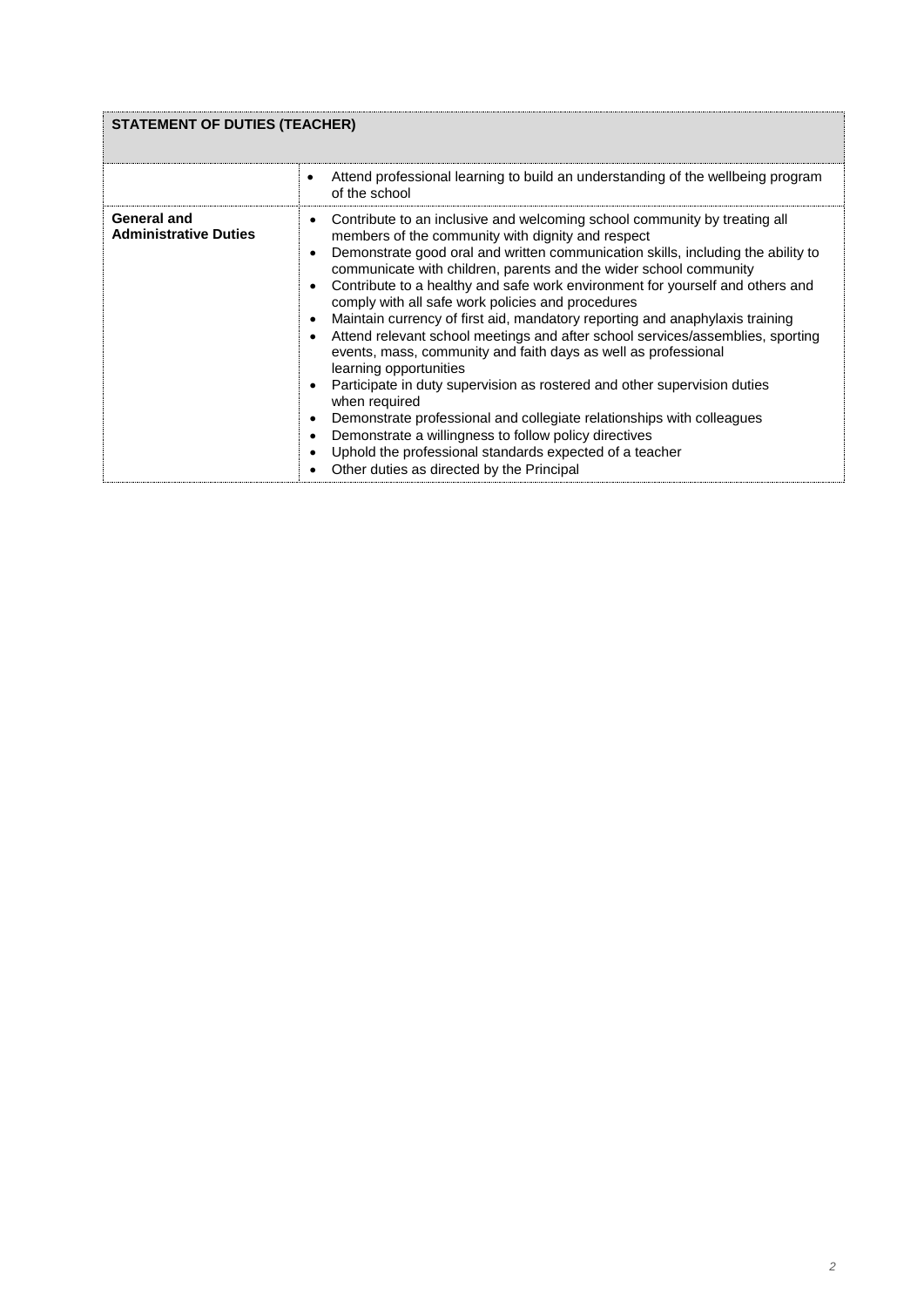| STATEMENT OF DUTIES (TEACHER) | |
|---|---|
| | • Attend professional learning to build an understanding of the wellbeing program of the school |
| **General and Administrative Duties** | • Contribute to an inclusive and welcoming school community by treating all members of the community with dignity and respect<br>• Demonstrate good oral and written communication skills, including the ability to communicate with children, parents and the wider school community<br>• Contribute to a healthy and safe work environment for yourself and others and comply with all safe work policies and procedures<br>• Maintain currency of first aid, mandatory reporting and anaphylaxis training<br>• Attend relevant school meetings and after school services/assemblies, sporting events, mass, community and faith days as well as professional learning opportunities<br>• Participate in duty supervision as rostered and other supervision duties when required<br>• Demonstrate professional and collegiate relationships with colleagues<br>• Demonstrate a willingness to follow policy directives<br>• Uphold the professional standards expected of a teacher<br>• Other duties as directed by the Principal |